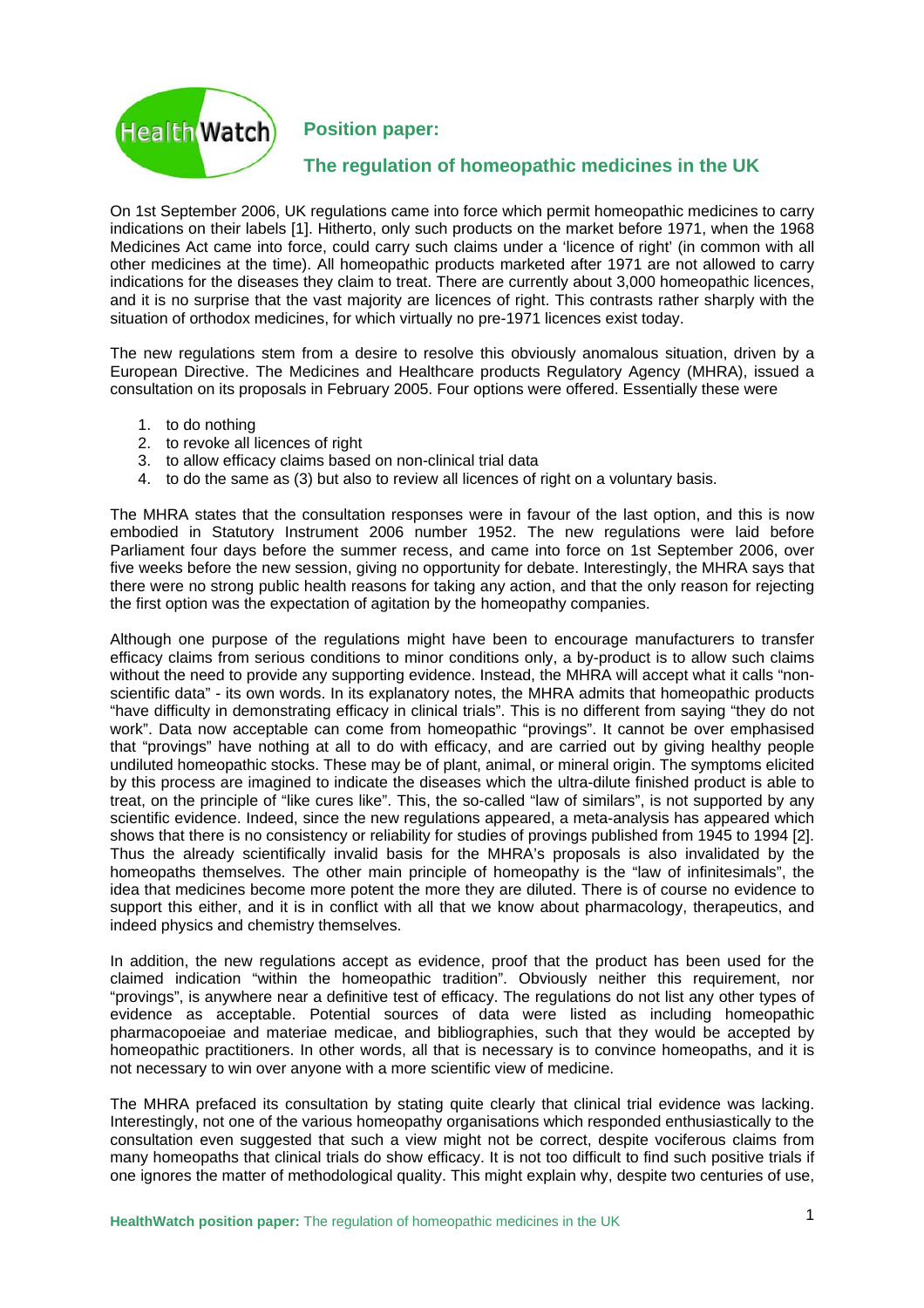HealthWatch

**Position paper:**

## The regulation of homeopathic medicines in the UK

On 1st September 2006, UK regulations came into force which permit homeopathic medicines to carry indications on their labels [1]. Hitherto, only such products on the market before 1971, when the 1968 Medicines Act came into force, could carry such claims under a 'licence of right' (in common with all other medicines at the time). All homeopathic products marketed after 1971 are not allowed to carry indications for the diseases they claim to treat. There are currently about 3,000 homeopathic licences, and it is no surprise that the vast majority are licences of right. This contrasts rather sharply with the situation of orthodox medicines, for which virtually no pre-1971 licences exist today.

The new regulations stem from a desire to resolve this obviously anomalous situation, driven by a European Directive. The Medicines and Healthcare products Regulatory Agency (MHRA), issued a consultation on its proposals in February 2005. Four options were offered. Essentially these were

1. to do nothing
2. to revoke all licences of right
3. to allow efficacy claims based on non-clinical trial data
4. to do the same as (3) but also to review all licences of right on a voluntary basis.

The MHRA states that the consultation responses were in favour of the last option, and this is now embodied in Statutory Instrument 2006 number 1952. The new regulations were laid before Parliament four days before the summer recess, and came into force on 1st September 2006, over five weeks before the new session, giving no opportunity for debate. Interestingly, the MHRA says that there were no strong public health reasons for taking any action, and that the only reason for rejecting the first option was the expectation of agitation by the homeopathy companies.

Although one purpose of the regulations might have been to encourage manufacturers to transfer efficacy claims from serious conditions to minor conditions only, a by-product is to allow such claims without the need to provide any supporting evidence. Instead, the MHRA will accept what it calls "non-scientific data" - its own words. In its explanatory notes, the MHRA admits that homeopathic products "have difficulty in demonstrating efficacy in clinical trials". This is no different from saying "they do not work". Data now acceptable can come from homeopathic "provings". It cannot be over emphasised that "provings" have nothing at all to do with efficacy, and are carried out by giving healthy people undiluted homeopathic stocks. These may be of plant, animal, or mineral origin. The symptoms elicited by this process are imagined to indicate the diseases which the ultra-dilute finished product is able to treat, on the principle of "like cures like". This, the so-called "law of similars", is not supported by any scientific evidence. Indeed, since the new regulations appeared, a meta-analysis has appeared which shows that there is no consistency or reliability for studies of provings published from 1945 to 1994 [2]. Thus the already scientifically invalid basis for the MHRA's proposals is also invalidated by the homeopaths themselves. The other main principle of homeopathy is the "law of infinitesimals", the idea that medicines become more potent the more they are diluted. There is of course no evidence to support this either, and it is in conflict with all that we know about pharmacology, therapeutics, and indeed physics and chemistry themselves.

In addition, the new regulations accept as evidence, proof that the product has been used for the claimed indication "within the homeopathic tradition". Obviously neither this requirement, nor "provings", is anywhere near a definitive test of efficacy. The regulations do not list any other types of evidence as acceptable. Potential sources of data were listed as including homeopathic pharmacopoeiae and materiae medicae, and bibliographies, such that they would be accepted by homeopathic practitioners. In other words, all that is necessary is to convince homeopaths, and it is not necessary to win over anyone with a more scientific view of medicine.

The MHRA prefaced its consultation by stating quite clearly that clinical trial evidence was lacking. Interestingly, not one of the various homeopathy organisations which responded enthusiastically to the consultation even suggested that such a view might not be correct, despite vociferous claims from many homeopaths that clinical trials do show efficacy. It is not too difficult to find such positive trials if one ignores the matter of methodological quality. This might explain why, despite two centuries of use,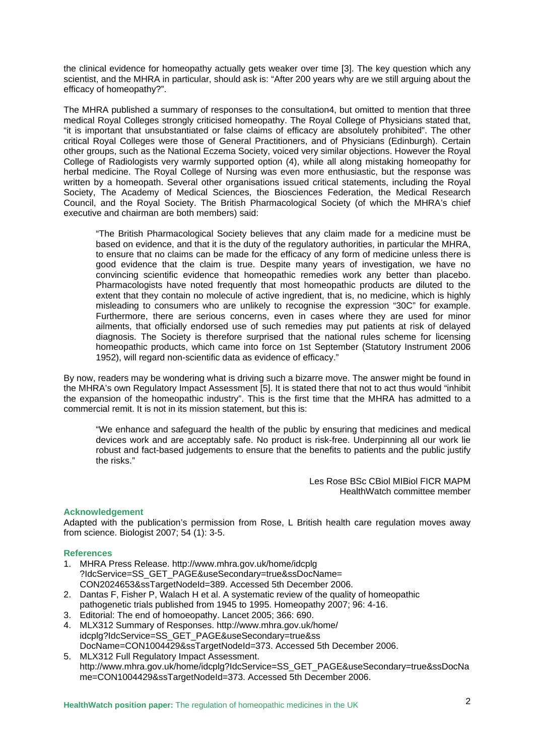the clinical evidence for homeopathy actually gets weaker over time [3]. The key question which any scientist, and the MHRA in particular, should ask is: "After 200 years why are we still arguing about the efficacy of homeopathy?".

The MHRA published a summary of responses to the consultation4, but omitted to mention that three medical Royal Colleges strongly criticised homeopathy. The Royal College of Physicians stated that, "it is important that unsubstantiated or false claims of efficacy are absolutely prohibited". The other critical Royal Colleges were those of General Practitioners, and of Physicians (Edinburgh). Certain other groups, such as the National Eczema Society, voiced very similar objections. However the Royal College of Radiologists very warmly supported option (4), while all along mistaking homeopathy for herbal medicine. The Royal College of Nursing was even more enthusiastic, but the response was written by a homeopath. Several other organisations issued critical statements, including the Royal Society, The Academy of Medical Sciences, the Biosciences Federation, the Medical Research Council, and the Royal Society. The British Pharmacological Society (of which the MHRA's chief executive and chairman are both members) said:

> "The British Pharmacological Society believes that any claim made for a medicine must be based on evidence, and that it is the duty of the regulatory authorities, in particular the MHRA, to ensure that no claims can be made for the efficacy of any form of medicine unless there is good evidence that the claim is true. Despite many years of investigation, we have no convincing scientific evidence that homeopathic remedies work any better than placebo. Pharmacologists have noted frequently that most homeopathic products are diluted to the extent that they contain no molecule of active ingredient, that is, no medicine, which is highly misleading to consumers who are unlikely to recognise the expression "30C" for example. Furthermore, there are serious concerns, even in cases where they are used for minor ailments, that officially endorsed use of such remedies may put patients at risk of delayed diagnosis. The Society is therefore surprised that the national rules scheme for licensing homeopathic products, which came into force on 1st September (Statutory Instrument 2006 1952), will regard non-scientific data as evidence of efficacy."

By now, readers may be wondering what is driving such a bizarre move. The answer might be found in the MHRA's own Regulatory Impact Assessment [5]. It is stated there that not to act thus would "inhibit the expansion of the homeopathic industry". This is the first time that the MHRA has admitted to a commercial remit. It is not in its mission statement, but this is:

> "We enhance and safeguard the health of the public by ensuring that medicines and medical devices work and are acceptably safe. No product is risk-free. Underpinning all our work lie robust and fact-based judgements to ensure that the benefits to patients and the public justify the risks."

Les Rose BSc CBiol MIBiol FICR MAPM
HealthWatch committee member

### Acknowledgement

Adapted with the publication's permission from Rose, L British health care regulation moves away from science. Biologist 2007; 54 (1): 3-5.

### References

1. MHRA Press Release. http://www.mhra.gov.uk/home/idcplg ?IdcService=SS_GET_PAGE&useSecondary=true&ssDocName= CON2024653&ssTargetNodeId=389. Accessed 5th December 2006.
2. Dantas F, Fisher P, Walach H et al. A systematic review of the quality of homeopathic pathogenetic trials published from 1945 to 1995. Homeopathy 2007; 96: 4-16.
3. Editorial: The end of homoeopathy. Lancet 2005; 366: 690.
4. MLX312 Summary of Responses. http://www.mhra.gov.uk/home/ idcplg?IdcService=SS_GET_PAGE&useSecondary=true&ss DocName=CON1004429&ssTargetNodeId=373. Accessed 5th December 2006.
5. MLX312 Full Regulatory Impact Assessment. http://www.mhra.gov.uk/home/idcplg?IdcService=SS_GET_PAGE&useSecondary=true&ssDocName=CON1004429&ssTargetNodeId=373. Accessed 5th December 2006.